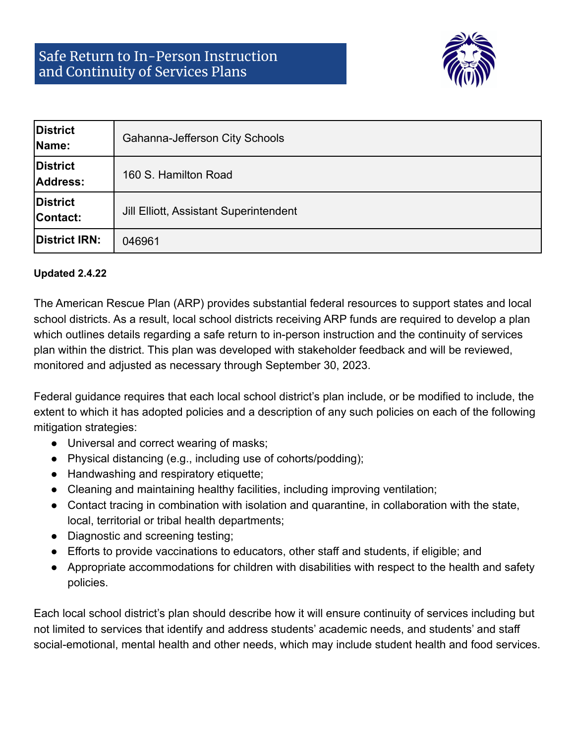# Safe Return to In-Person Instruction and Continuity of Services Plans

| **District Name:** | Gahanna-Jefferson City Schools |
|---|---|
| **District Address:** | 160 S. Hamilton Road |
| **District Contact:** | Jill Elliott, Assistant Superintendent |
| **District IRN:** | 046961 |

**Updated 2.4.22**

The American Rescue Plan (ARP) provides substantial federal resources to support states and local school districts. As a result, local school districts receiving ARP funds are required to develop a plan which outlines details regarding a safe return to in-person instruction and the continuity of services plan within the district. This plan was developed with stakeholder feedback and will be reviewed, monitored and adjusted as necessary through September 30, 2023.

Federal guidance requires that each local school district's plan include, or be modified to include, the extent to which it has adopted policies and a description of any such policies on each of the following mitigation strategies:

- Universal and correct wearing of masks;
- Physical distancing (e.g., including use of cohorts/podding);
- Handwashing and respiratory etiquette;
- Cleaning and maintaining healthy facilities, including improving ventilation;
- Contact tracing in combination with isolation and quarantine, in collaboration with the state, local, territorial or tribal health departments;
- Diagnostic and screening testing;
- Efforts to provide vaccinations to educators, other staff and students, if eligible; and
- Appropriate accommodations for children with disabilities with respect to the health and safety policies.

Each local school district's plan should describe how it will ensure continuity of services including but not limited to services that identify and address students' academic needs, and students' and staff social-emotional, mental health and other needs, which may include student health and food services.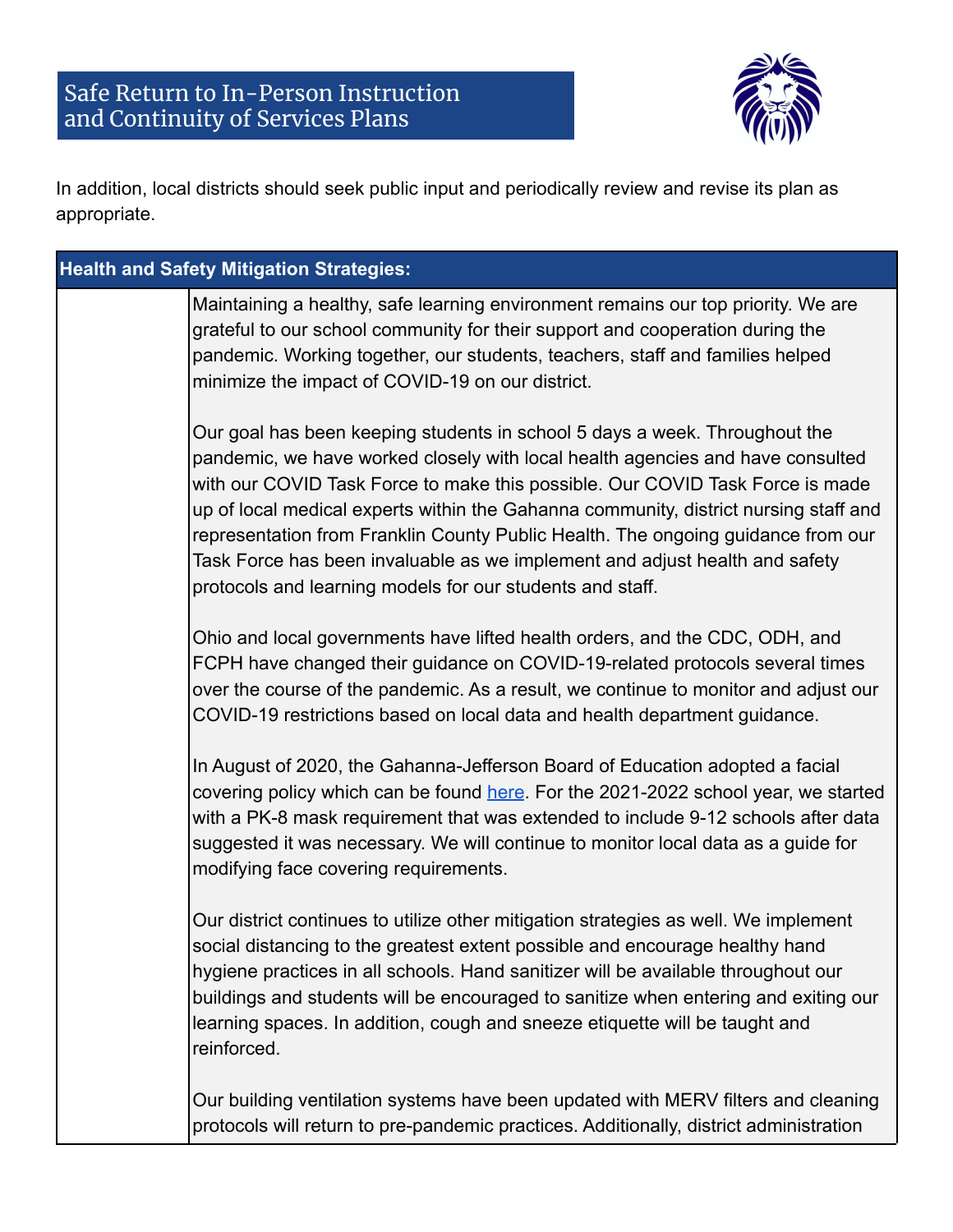# Safe Return to In-Person Instruction and Continuity of Services Plans

In addition, local districts should seek public input and periodically review and revise its plan as appropriate.

| Health and Safety Mitigation Strategies: | |
|---|---|
| | Maintaining a healthy, safe learning environment remains our top priority. We are grateful to our school community for their support and cooperation during the pandemic. Working together, our students, teachers, staff and families helped minimize the impact of COVID-19 on our district.<br><br>Our goal has been keeping students in school 5 days a week. Throughout the pandemic, we have worked closely with local health agencies and have consulted with our COVID Task Force to make this possible. Our COVID Task Force is made up of local medical experts within the Gahanna community, district nursing staff and representation from Franklin County Public Health. The ongoing guidance from our Task Force has been invaluable as we implement and adjust health and safety protocols and learning models for our students and staff.<br><br>Ohio and local governments have lifted health orders, and the CDC, ODH, and FCPH have changed their guidance on COVID-19-related protocols several times over the course of the pandemic. As a result, we continue to monitor and adjust our COVID-19 restrictions based on local data and health department guidance.<br><br>In August of 2020, the Gahanna-Jefferson Board of Education adopted a facial covering policy which can be found here. For the 2021-2022 school year, we started with a PK-8 mask requirement that was extended to include 9-12 schools after data suggested it was necessary. We will continue to monitor local data as a guide for modifying face covering requirements.<br><br>Our district continues to utilize other mitigation strategies as well. We implement social distancing to the greatest extent possible and encourage healthy hand hygiene practices in all schools. Hand sanitizer will be available throughout our buildings and students will be encouraged to sanitize when entering and exiting our learning spaces. In addition, cough and sneeze etiquette will be taught and reinforced.<br><br>Our building ventilation systems have been updated with MERV filters and cleaning protocols will return to pre-pandemic practices. Additionally, district administration |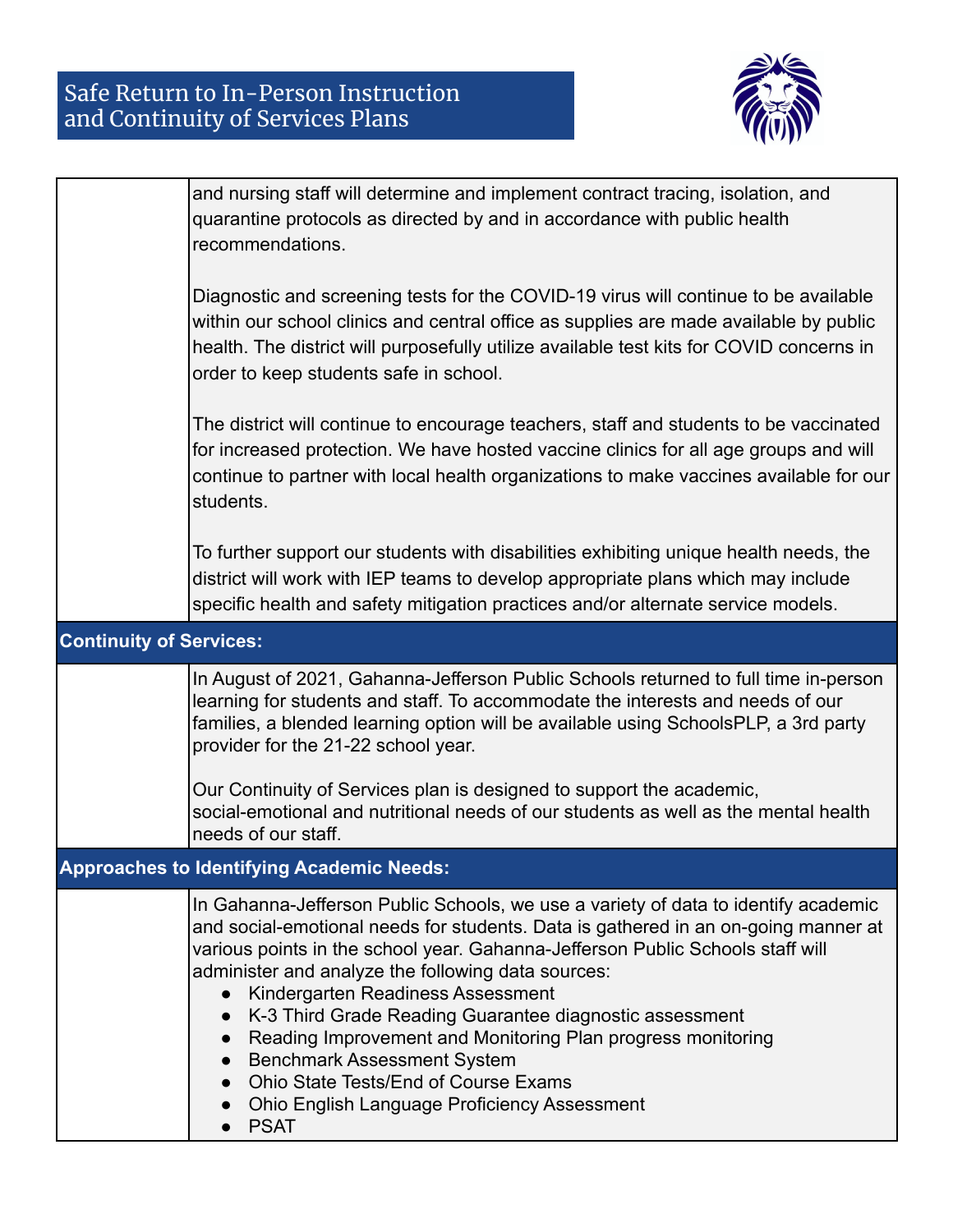and nursing staff will determine and implement contract tracing, isolation, and quarantine protocols as directed by and in accordance with public health recommendations.

Diagnostic and screening tests for the COVID-19 virus will continue to be available within our school clinics and central office as supplies are made available by public health. The district will purposefully utilize available test kits for COVID concerns in order to keep students safe in school.

The district will continue to encourage teachers, staff and students to be vaccinated for increased protection. We have hosted vaccine clinics for all age groups and will continue to partner with local health organizations to make vaccines available for our students.

To further support our students with disabilities exhibiting unique health needs, the district will work with IEP teams to develop appropriate plans which may include specific health and safety mitigation practices and/or alternate service models.

## Continuity of Services:

In August of 2021, Gahanna-Jefferson Public Schools returned to full time in-person learning for students and staff. To accommodate the interests and needs of our families, a blended learning option will be available using SchoolsPLP, a 3rd party provider for the 21-22 school year.

Our Continuity of Services plan is designed to support the academic, social-emotional and nutritional needs of our students as well as the mental health needs of our staff.

## Approaches to Identifying Academic Needs:

In Gahanna-Jefferson Public Schools, we use a variety of data to identify academic and social-emotional needs for students. Data is gathered in an on-going manner at various points in the school year. Gahanna-Jefferson Public Schools staff will administer and analyze the following data sources:

- Kindergarten Readiness Assessment
- K-3 Third Grade Reading Guarantee diagnostic assessment
- Reading Improvement and Monitoring Plan progress monitoring
- Benchmark Assessment System
- Ohio State Tests/End of Course Exams
- Ohio English Language Proficiency Assessment
- PSAT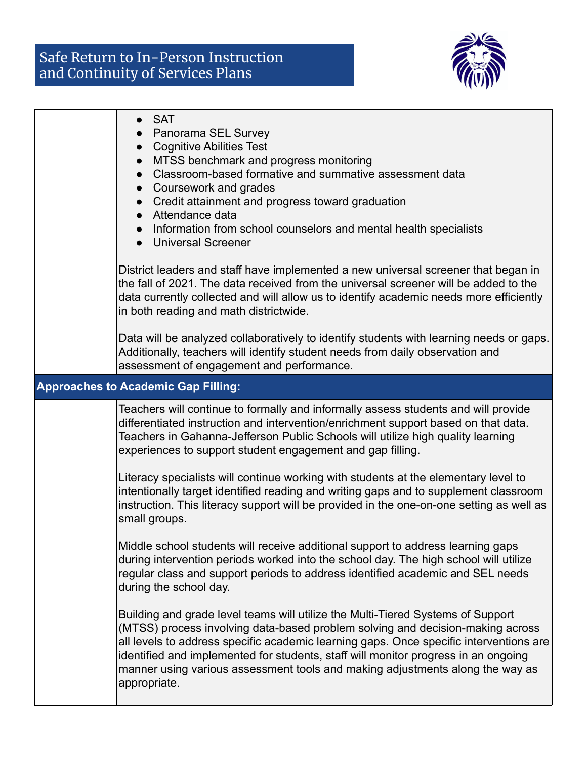- SAT
- Panorama SEL Survey
- Cognitive Abilities Test
- MTSS benchmark and progress monitoring
- Classroom-based formative and summative assessment data
- Coursework and grades
- Credit attainment and progress toward graduation
- Attendance data
- Information from school counselors and mental health specialists
- Universal Screener

District leaders and staff have implemented a new universal screener that began in the fall of 2021. The data received from the universal screener will be added to the data currently collected and will allow us to identify academic needs more efficiently in both reading and math districtwide.

Data will be analyzed collaboratively to identify students with learning needs or gaps. Additionally, teachers will identify student needs from daily observation and assessment of engagement and performance.

**Approaches to Academic Gap Filling:**

Teachers will continue to formally and informally assess students and will provide differentiated instruction and intervention/enrichment support based on that data. Teachers in Gahanna-Jefferson Public Schools will utilize high quality learning experiences to support student engagement and gap filling.

Literacy specialists will continue working with students at the elementary level to intentionally target identified reading and writing gaps and to supplement classroom instruction. This literacy support will be provided in the one-on-one setting as well as small groups.

Middle school students will receive additional support to address learning gaps during intervention periods worked into the school day. The high school will utilize regular class and support periods to address identified academic and SEL needs during the school day.

Building and grade level teams will utilize the Multi-Tiered Systems of Support (MTSS) process involving data-based problem solving and decision-making across all levels to address specific academic learning gaps. Once specific interventions are identified and implemented for students, staff will monitor progress in an ongoing manner using various assessment tools and making adjustments along the way as appropriate.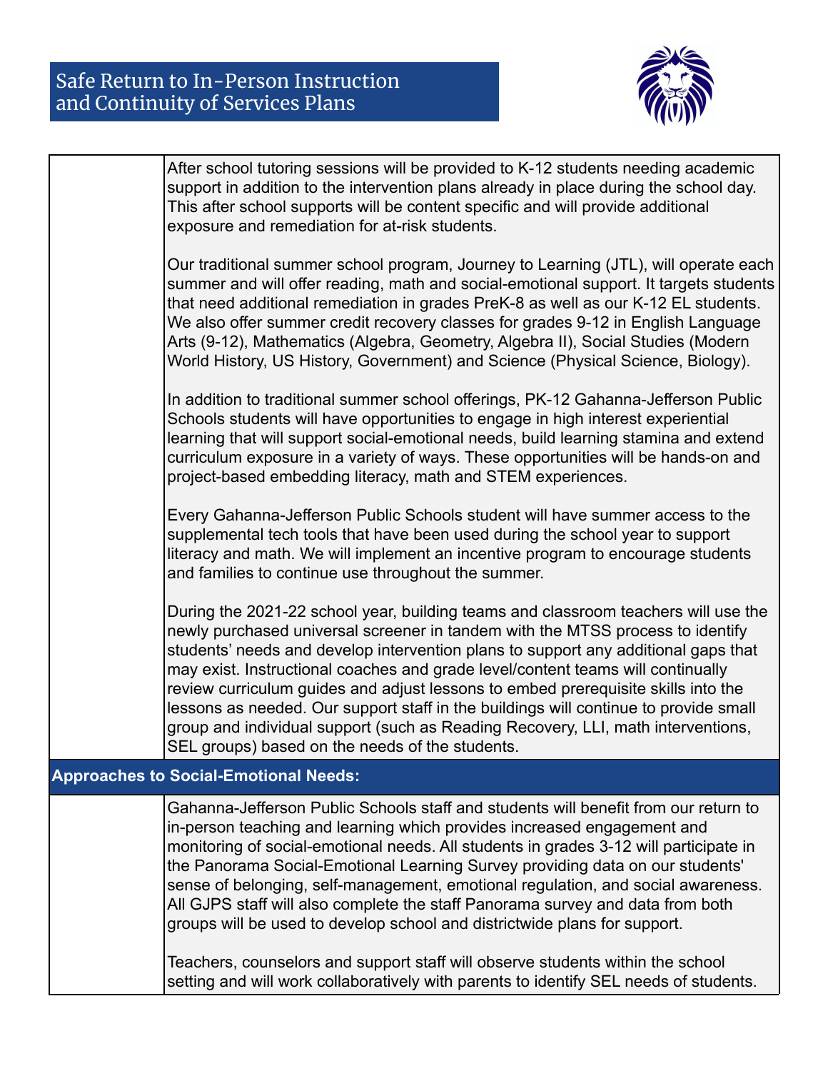After school tutoring sessions will be provided to K-12 students needing academic support in addition to the intervention plans already in place during the school day. This after school supports will be content specific and will provide additional exposure and remediation for at-risk students.

Our traditional summer school program, Journey to Learning (JTL), will operate each summer and will offer reading, math and social-emotional support. It targets students that need additional remediation in grades PreK-8 as well as our K-12 EL students. We also offer summer credit recovery classes for grades 9-12 in English Language Arts (9-12), Mathematics (Algebra, Geometry, Algebra II), Social Studies (Modern World History, US History, Government) and Science (Physical Science, Biology).

In addition to traditional summer school offerings, PK-12 Gahanna-Jefferson Public Schools students will have opportunities to engage in high interest experiential learning that will support social-emotional needs, build learning stamina and extend curriculum exposure in a variety of ways. These opportunities will be hands-on and project-based embedding literacy, math and STEM experiences.

Every Gahanna-Jefferson Public Schools student will have summer access to the supplemental tech tools that have been used during the school year to support literacy and math. We will implement an incentive program to encourage students and families to continue use throughout the summer.

During the 2021-22 school year, building teams and classroom teachers will use the newly purchased universal screener in tandem with the MTSS process to identify students' needs and develop intervention plans to support any additional gaps that may exist. Instructional coaches and grade level/content teams will continually review curriculum guides and adjust lessons to embed prerequisite skills into the lessons as needed. Our support staff in the buildings will continue to provide small group and individual support (such as Reading Recovery, LLI, math interventions, SEL groups) based on the needs of the students.

## Approaches to Social-Emotional Needs:

Gahanna-Jefferson Public Schools staff and students will benefit from our return to in-person teaching and learning which provides increased engagement and monitoring of social-emotional needs. All students in grades 3-12 will participate in the Panorama Social-Emotional Learning Survey providing data on our students' sense of belonging, self-management, emotional regulation, and social awareness. All GJPS staff will also complete the staff Panorama survey and data from both groups will be used to develop school and districtwide plans for support.

Teachers, counselors and support staff will observe students within the school setting and will work collaboratively with parents to identify SEL needs of students.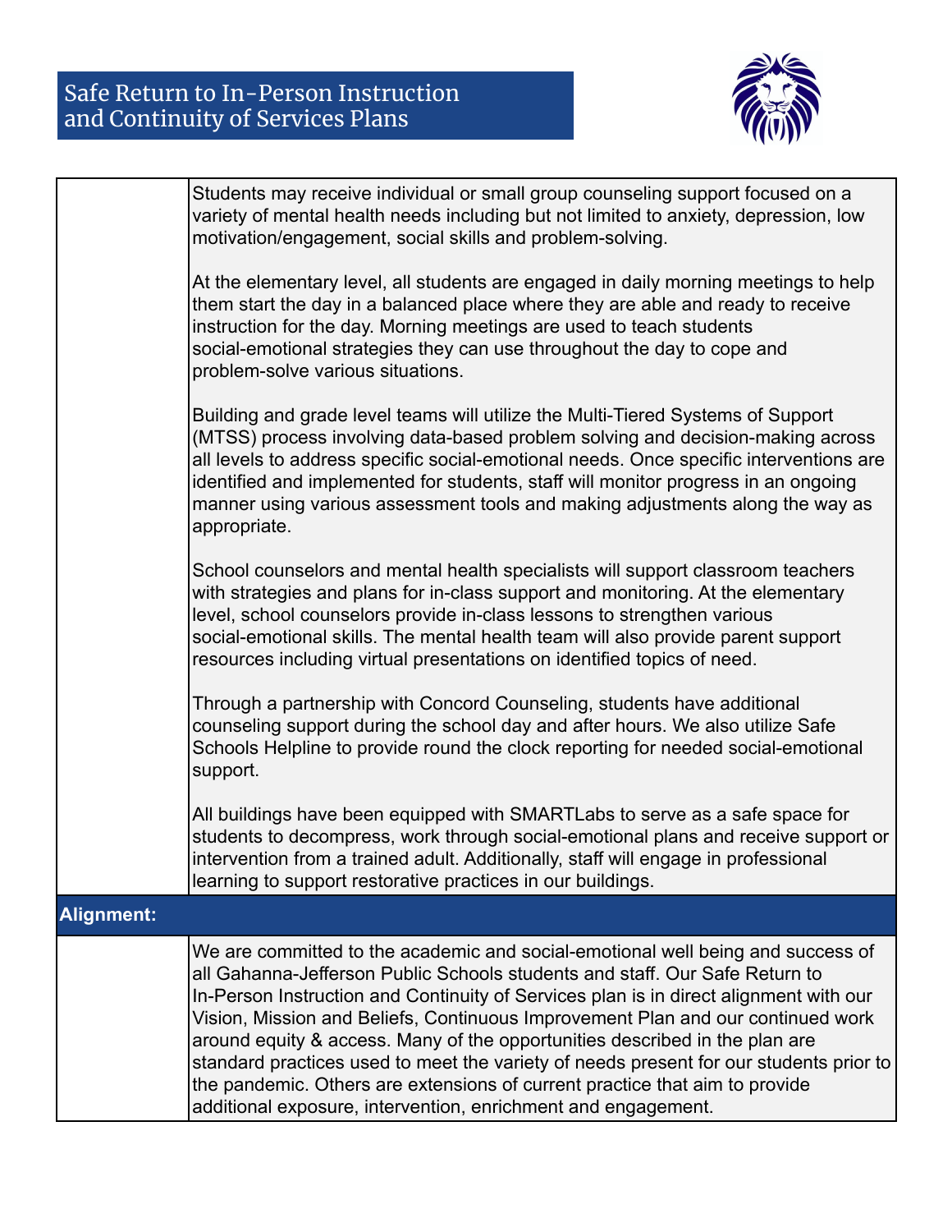| | |
|---|---|
| | Students may receive individual or small group counseling support focused on a variety of mental health needs including but not limited to anxiety, depression, low motivation/engagement, social skills and problem-solving.<br><br>At the elementary level, all students are engaged in daily morning meetings to help them start the day in a balanced place where they are able and ready to receive instruction for the day. Morning meetings are used to teach students social-emotional strategies they can use throughout the day to cope and problem-solve various situations.<br><br>Building and grade level teams will utilize the Multi-Tiered Systems of Support (MTSS) process involving data-based problem solving and decision-making across all levels to address specific social-emotional needs. Once specific interventions are identified and implemented for students, staff will monitor progress in an ongoing manner using various assessment tools and making adjustments along the way as appropriate.<br><br>School counselors and mental health specialists will support classroom teachers with strategies and plans for in-class support and monitoring. At the elementary level, school counselors provide in-class lessons to strengthen various social-emotional skills. The mental health team will also provide parent support resources including virtual presentations on identified topics of need.<br><br>Through a partnership with Concord Counseling, students have additional counseling support during the school day and after hours. We also utilize Safe Schools Helpline to provide round the clock reporting for needed social-emotional support.<br><br>All buildings have been equipped with SMARTLabs to serve as a safe space for students to decompress, work through social-emotional plans and receive support or intervention from a trained adult. Additionally, staff will engage in professional learning to support restorative practices in our buildings. |
| **Alignment:** | |
| | We are committed to the academic and social-emotional well being and success of all Gahanna-Jefferson Public Schools students and staff. Our Safe Return to In-Person Instruction and Continuity of Services plan is in direct alignment with our Vision, Mission and Beliefs, Continuous Improvement Plan and our continued work around equity & access. Many of the opportunities described in the plan are standard practices used to meet the variety of needs present for our students prior to the pandemic. Others are extensions of current practice that aim to provide additional exposure, intervention, enrichment and engagement. |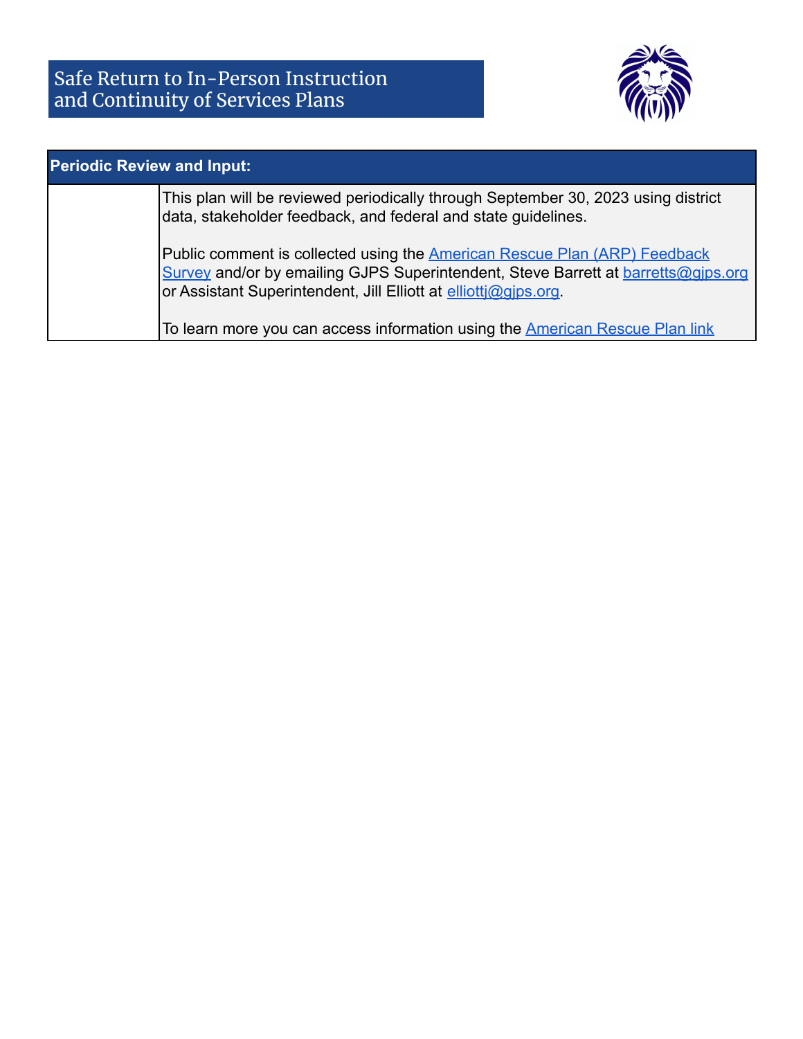# Safe Return to In-Person Instruction and Continuity of Services Plans

| Periodic Review and Input: | |
|---|---|
| | This plan will be reviewed periodically through September 30, 2023 using district data, stakeholder feedback, and federal and state guidelines.<br><br>Public comment is collected using the American Rescue Plan (ARP) Feedback Survey and/or by emailing GJPS Superintendent, Steve Barrett at barretts@gjps.org or Assistant Superintendent, Jill Elliott at elliottj@gjps.org.<br><br>To learn more you can access information using the American Rescue Plan link |